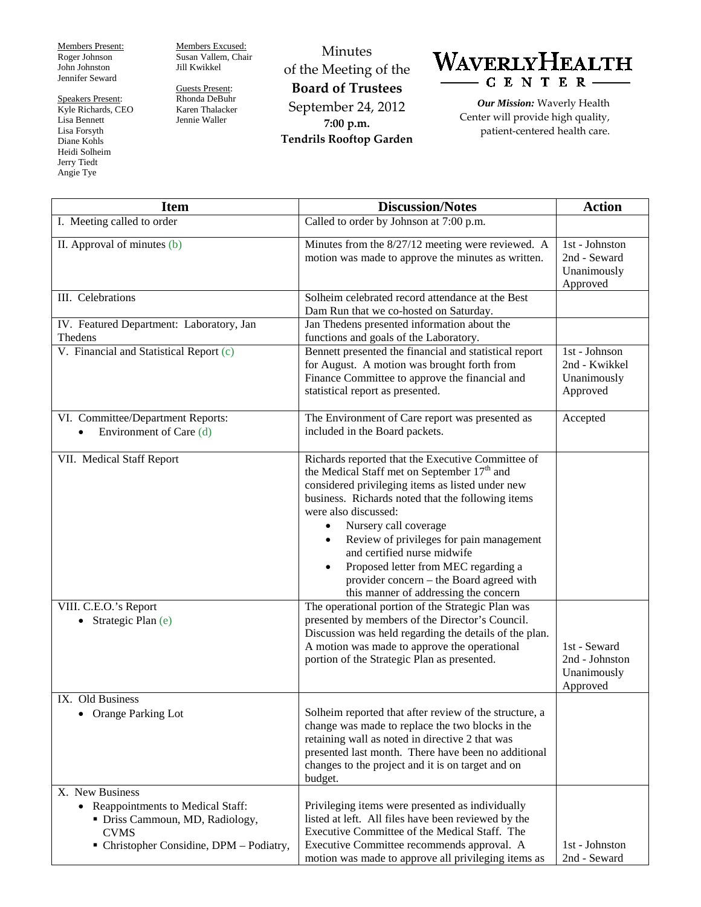Members Present:
Roger Johnson
John Johnston
Jennifer Seward

Speakers Present:
Kyle Richards, CEO
Lisa Bennett
Lisa Forsyth
Diane Kohls
Heidi Solheim
Jerry Tiedt
Angie Tye

Members Excused:
Susan Vallem, Chair
Jill Kwikkel

Guests Present:
Rhonda DeBuhr
Karen Thalacker
Jennie Waller

# Minutes of the Meeting of the **Board of Trustees**

September 24, 2012
**7:00 p.m.**
**Tendrils Rooftop Garden**

**WAVERLY HEALTH CENTER**

***Our Mission:*** Waverly Health Center will provide high quality, patient-centered health care.

| Item | Discussion/Notes | Action |
|---|---|---|
| I. Meeting called to order | Called to order by Johnson at 7:00 p.m. | |
| II. Approval of minutes (b) | Minutes from the 8/27/12 meeting were reviewed. A motion was made to approve the minutes as written. | 1st - Johnston<br>2nd - Seward<br>Unanimously Approved |
| III. Celebrations | Solheim celebrated record attendance at the Best Dam Run that we co-hosted on Saturday. | |
| IV. Featured Department: Laboratory, Jan Thedens | Jan Thedens presented information about the functions and goals of the Laboratory. | |
| V. Financial and Statistical Report (c) | Bennett presented the financial and statistical report for August. A motion was brought forth from Finance Committee to approve the financial and statistical report as presented. | 1st - Johnson<br>2nd - Kwikkel<br>Unanimously Approved |
| VI. Committee/Department Reports:<br>• Environment of Care (d) | The Environment of Care report was presented as included in the Board packets. | Accepted |
| VII. Medical Staff Report | Richards reported that the Executive Committee of the Medical Staff met on September 17th and considered privileging items as listed under new business. Richards noted that the following items were also discussed:<br>• Nursery call coverage<br>• Review of privileges for pain management and certified nurse midwife<br>• Proposed letter from MEC regarding a provider concern – the Board agreed with this manner of addressing the concern | |
| VIII. C.E.O.'s Report<br>• Strategic Plan (e) | The operational portion of the Strategic Plan was presented by members of the Director's Council. Discussion was held regarding the details of the plan. A motion was made to approve the operational portion of the Strategic Plan as presented. | 1st - Seward<br>2nd - Johnston<br>Unanimously Approved |
| IX. Old Business<br>• Orange Parking Lot | Solheim reported that after review of the structure, a change was made to replace the two blocks in the retaining wall as noted in directive 2 that was presented last month. There have been no additional changes to the project and it is on target and on budget. | |
| X. New Business<br>• Reappointments to Medical Staff:<br>▪ Driss Cammoun, MD, Radiology, CVMS<br>▪ Christopher Considine, DPM – Podiatry, | Privileging items were presented as individually listed at left. All files have been reviewed by the Executive Committee of the Medical Staff. The Executive Committee recommends approval. A motion was made to approve all privileging items as | 1st - Johnston<br>2nd - Seward |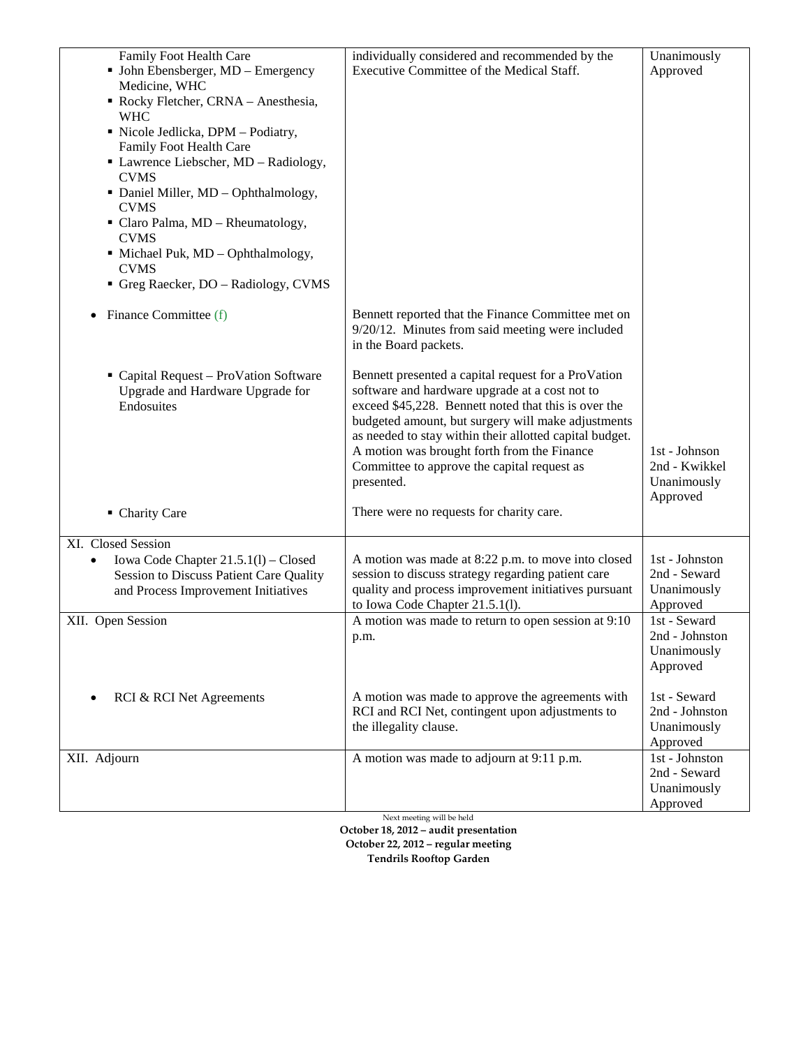| | | |
|---|---|---|
| Family Foot Health Care<br>▪ John Ebensberger, MD – Emergency Medicine, WHC<br>▪ Rocky Fletcher, CRNA – Anesthesia, WHC<br>▪ Nicole Jedlicka, DPM – Podiatry, Family Foot Health Care<br>▪ Lawrence Liebscher, MD – Radiology, CVMS<br>▪ Daniel Miller, MD – Ophthalmology, CVMS<br>▪ Claro Palma, MD – Rheumatology, CVMS<br>▪ Michael Puk, MD – Ophthalmology, CVMS<br>▪ Greg Raecker, DO – Radiology, CVMS | individually considered and recommended by the Executive Committee of the Medical Staff. | Unanimously Approved |
| • Finance Committee (f) | Bennett reported that the Finance Committee met on 9/20/12. Minutes from said meeting were included in the Board packets. | |
| ▪ Capital Request – ProVation Software Upgrade and Hardware Upgrade for Endosuites | Bennett presented a capital request for a ProVation software and hardware upgrade at a cost not to exceed $45,228. Bennett noted that this is over the budgeted amount, but surgery will make adjustments as needed to stay within their allotted capital budget. A motion was brought forth from the Finance Committee to approve the capital request as presented. | 1st - Johnson<br>2nd - Kwikkel<br>Unanimously Approved |
| ▪ Charity Care | There were no requests for charity care. | |
| XI. Closed Session<br>• Iowa Code Chapter 21.5.1(l) – Closed Session to Discuss Patient Care Quality and Process Improvement Initiatives | A motion was made at 8:22 p.m. to move into closed session to discuss strategy regarding patient care quality and process improvement initiatives pursuant to Iowa Code Chapter 21.5.1(l). | 1st - Johnston<br>2nd - Seward<br>Unanimously Approved |
| XII. Open Session | A motion was made to return to open session at 9:10 p.m. | 1st - Seward<br>2nd - Johnston<br>Unanimously Approved |
| • RCI & RCI Net Agreements | A motion was made to approve the agreements with RCI and RCI Net, contingent upon adjustments to the illegality clause. | 1st - Seward<br>2nd - Johnston<br>Unanimously Approved |
| XII. Adjourn | A motion was made to adjourn at 9:11 p.m. | 1st - Johnston<br>2nd - Seward<br>Unanimously Approved |

Next meeting will be held

**October 18, 2012 – audit presentation**

**October 22, 2012 – regular meeting**

**Tendrils Rooftop Garden**